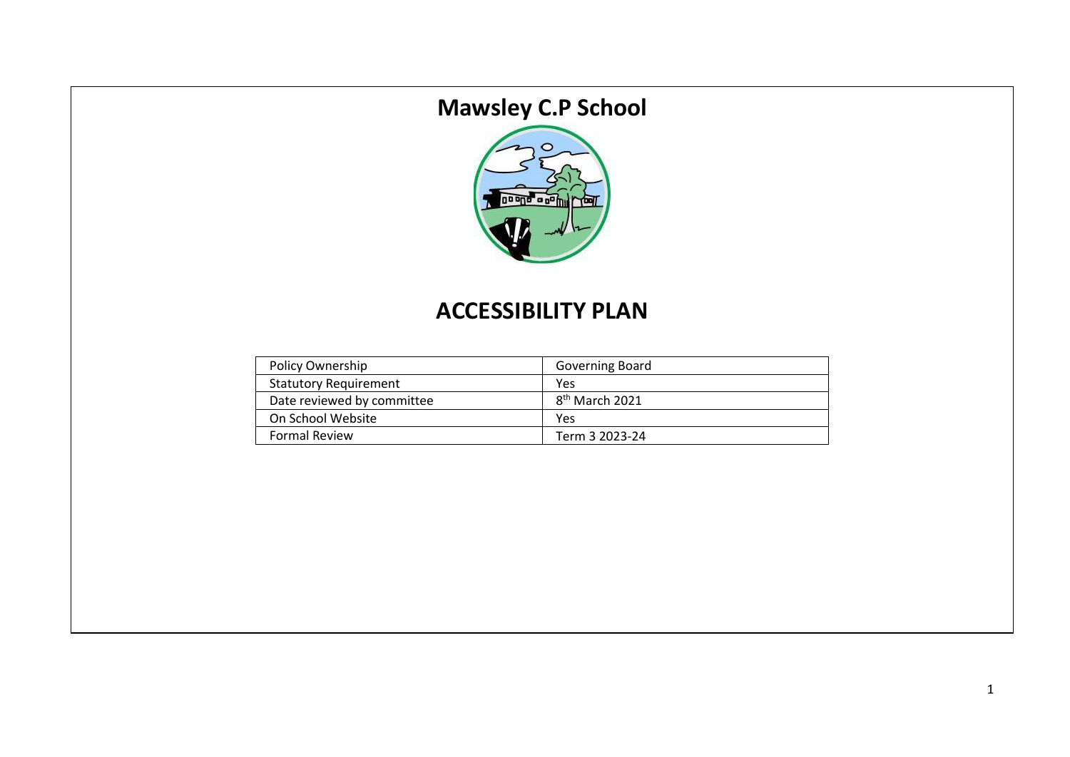# Mawsley C.P School

# ACCESSIBILITY PLAN

| Policy Ownership | Governing Board |
|---|---|
| Statutory Requirement | Yes |
| Date reviewed by committee | 8th March 2021 |
| On School Website | Yes |
| Formal Review | Term 3 2023-24 |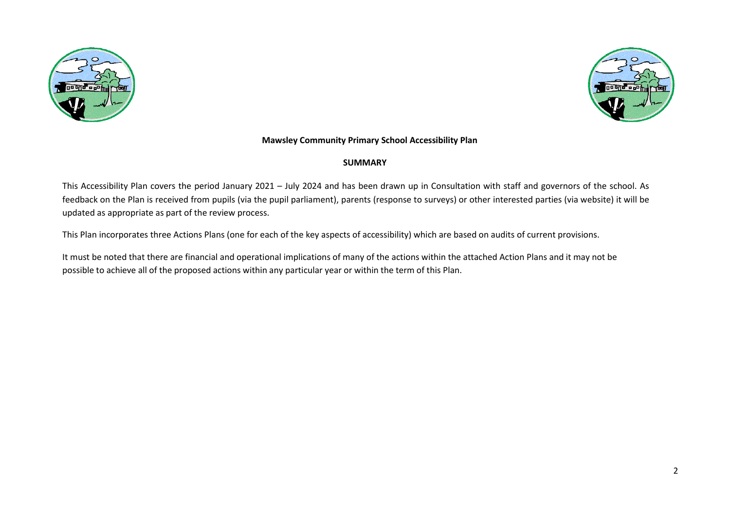**Mawsley Community Primary School Accessibility Plan**

**SUMMARY**

This Accessibility Plan covers the period January 2021 – July 2024 and has been drawn up in Consultation with staff and governors of the school. As feedback on the Plan is received from pupils (via the pupil parliament), parents (response to surveys) or other interested parties (via website) it will be updated as appropriate as part of the review process.

This Plan incorporates three Actions Plans (one for each of the key aspects of accessibility) which are based on audits of current provisions.

It must be noted that there are financial and operational implications of many of the actions within the attached Action Plans and it may not be possible to achieve all of the proposed actions within any particular year or within the term of this Plan.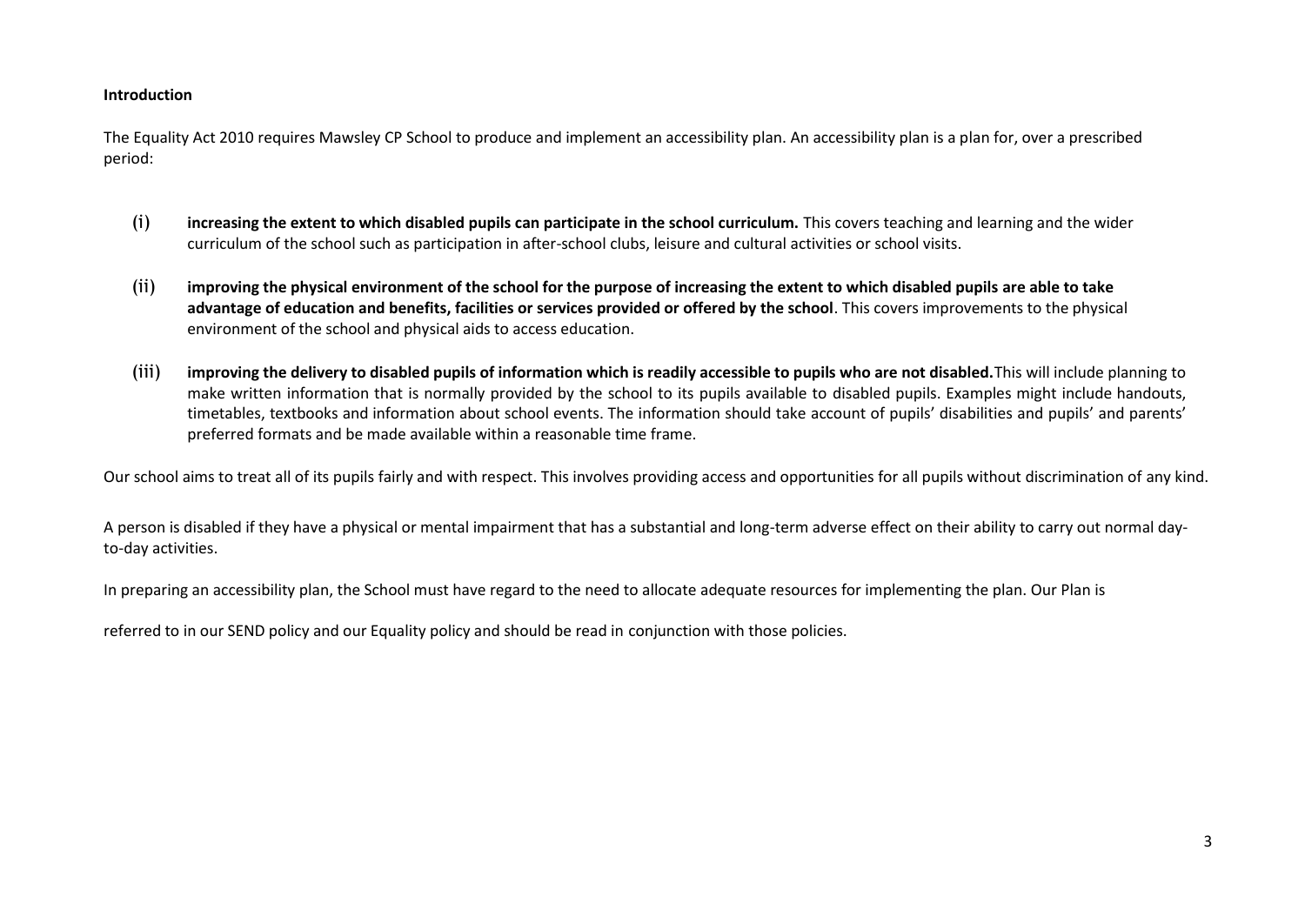**Introduction**

The Equality Act 2010 requires Mawsley CP School to produce and implement an accessibility plan. An accessibility plan is a plan for, over a prescribed period:

(i) **increasing the extent to which disabled pupils can participate in the school curriculum.** This covers teaching and learning and the wider curriculum of the school such as participation in after-school clubs, leisure and cultural activities or school visits.

(ii) **improving the physical environment of the school for the purpose of increasing the extent to which disabled pupils are able to take advantage of education and benefits, facilities or services provided or offered by the school**. This covers improvements to the physical environment of the school and physical aids to access education.

(iii) **improving the delivery to disabled pupils of information which is readily accessible to pupils who are not disabled.** This will include planning to make written information that is normally provided by the school to its pupils available to disabled pupils. Examples might include handouts, timetables, textbooks and information about school events. The information should take account of pupils' disabilities and pupils' and parents' preferred formats and be made available within a reasonable time frame.

Our school aims to treat all of its pupils fairly and with respect. This involves providing access and opportunities for all pupils without discrimination of any kind.

A person is disabled if they have a physical or mental impairment that has a substantial and long-term adverse effect on their ability to carry out normal day-to-day activities.

In preparing an accessibility plan, the School must have regard to the need to allocate adequate resources for implementing the plan. Our Plan is

referred to in our SEND policy and our Equality policy and should be read in conjunction with those policies.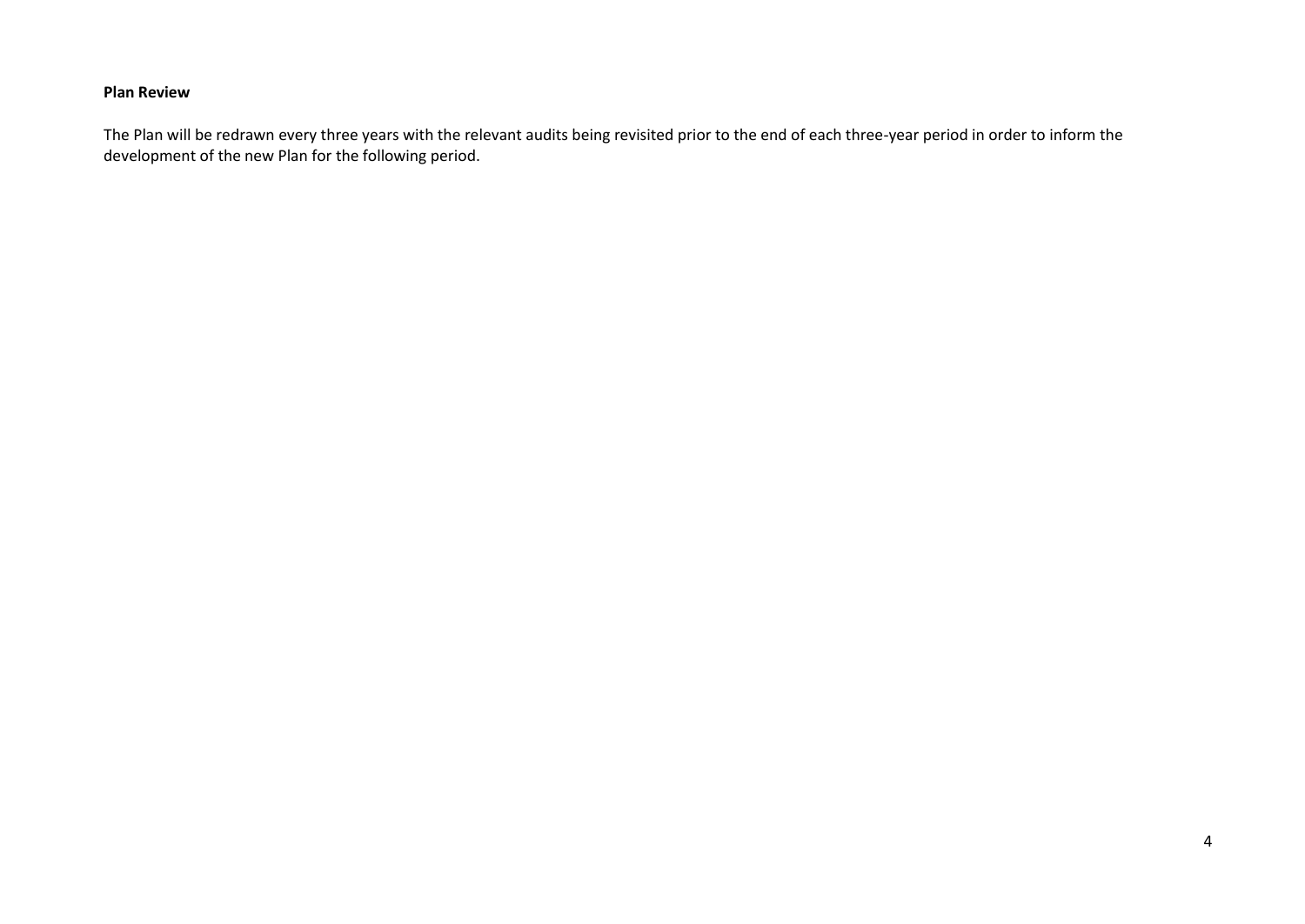**Plan Review**

The Plan will be redrawn every three years with the relevant audits being revisited prior to the end of each three-year period in order to inform the development of the new Plan for the following period.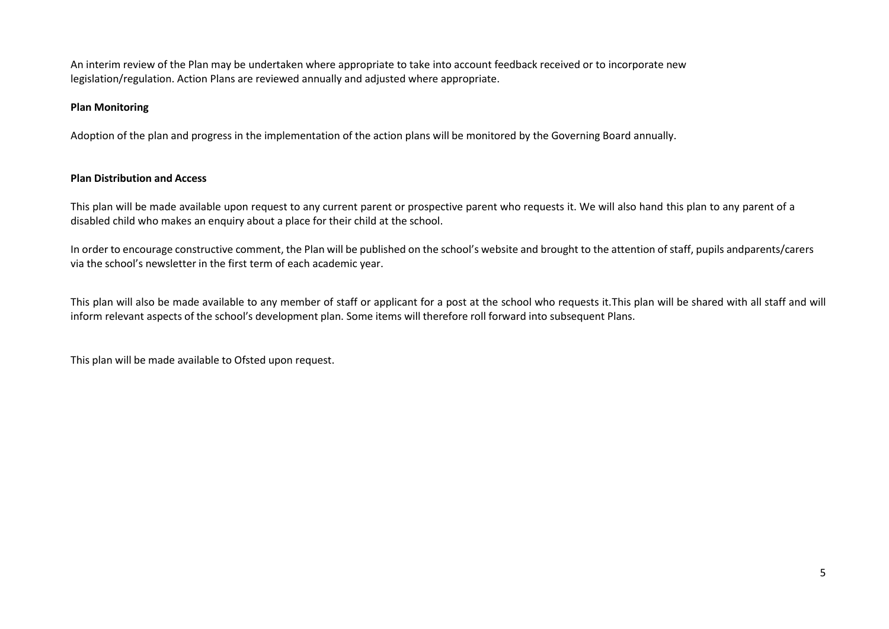An interim review of the Plan may be undertaken where appropriate to take into account feedback received or to incorporate new legislation/regulation. Action Plans are reviewed annually and adjusted where appropriate.

**Plan Monitoring**

Adoption of the plan and progress in the implementation of the action plans will be monitored by the Governing Board annually.

**Plan Distribution and Access**

This plan will be made available upon request to any current parent or prospective parent who requests it. We will also hand this plan to any parent of a disabled child who makes an enquiry about a place for their child at the school.

In order to encourage constructive comment, the Plan will be published on the school's website and brought to the attention of staff, pupils andparents/carers via the school's newsletter in the first term of each academic year.

This plan will also be made available to any member of staff or applicant for a post at the school who requests it.This plan will be shared with all staff and will inform relevant aspects of the school's development plan. Some items will therefore roll forward into subsequent Plans.

This plan will be made available to Ofsted upon request.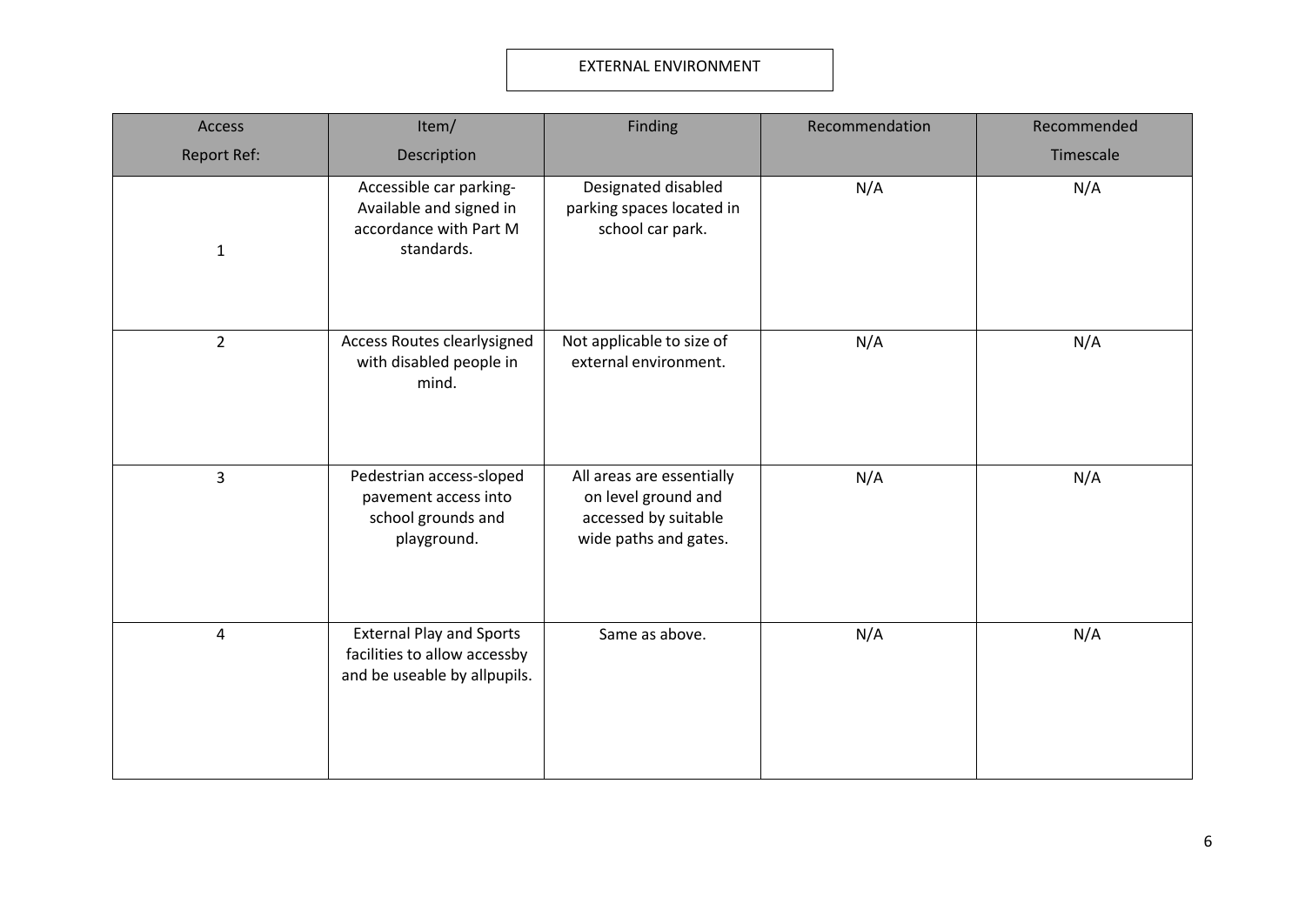## EXTERNAL ENVIRONMENT

| Access Report Ref: | Item/ Description | Finding | Recommendation | Recommended Timescale |
|---|---|---|---|---|
| 1 | Accessible car parking-Available and signed in accordance with Part M standards. | Designated disabled parking spaces located in school car park. | N/A | N/A |
| 2 | Access Routes clearlysigned with disabled people in mind. | Not applicable to size of external environment. | N/A | N/A |
| 3 | Pedestrian access-sloped pavement access into school grounds and playground. | All areas are essentially on level ground and accessed by suitable wide paths and gates. | N/A | N/A |
| 4 | External Play and Sports facilities to allow accessby and be useable by allpupils. | Same as above. | N/A | N/A |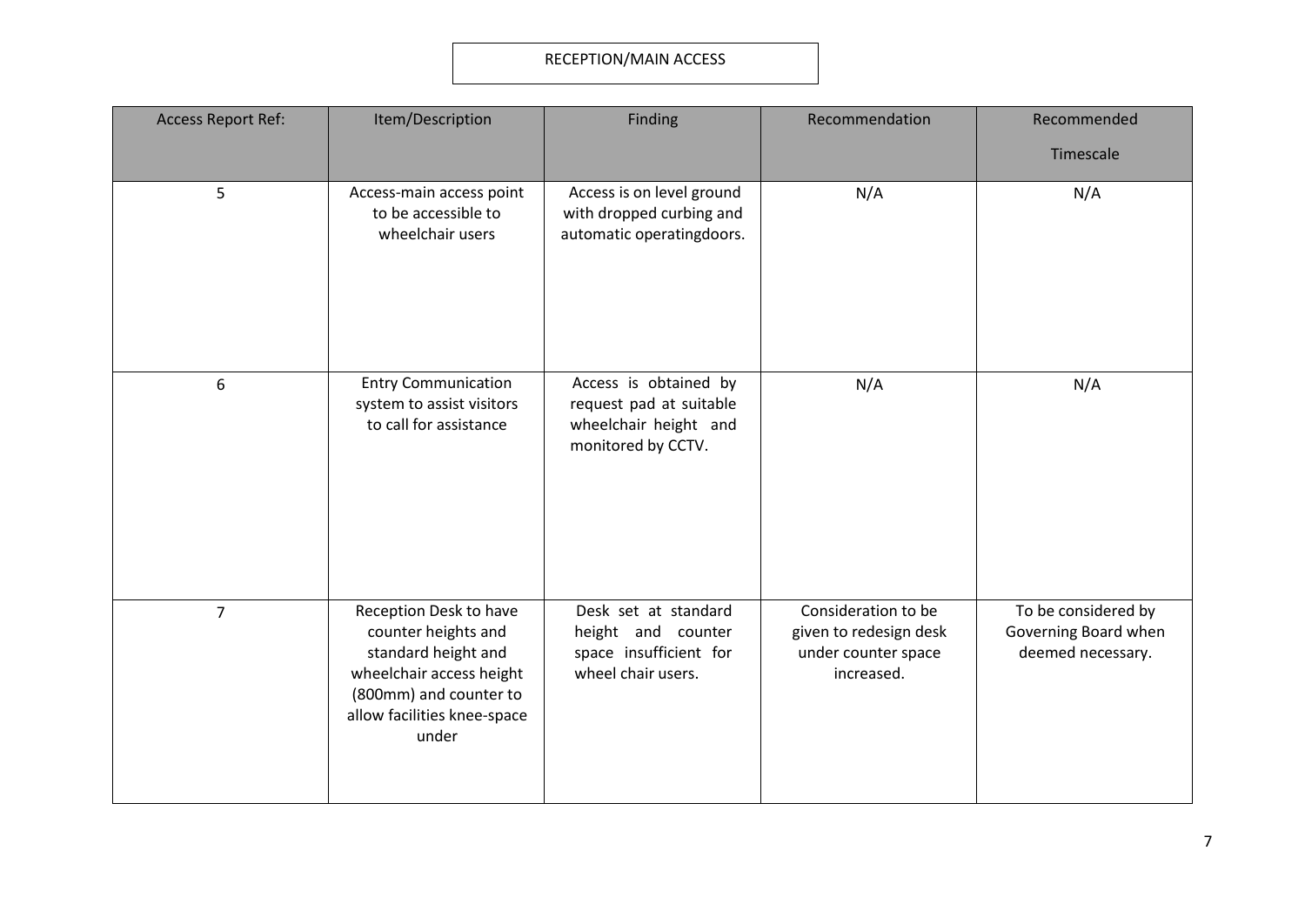## RECEPTION/MAIN ACCESS

| Access Report Ref: | Item/Description | Finding | Recommendation | Recommended Timescale |
|---|---|---|---|---|
| 5 | Access-main access point to be accessible to wheelchair users | Access is on level ground with dropped curbing and automatic operatingdoors. | N/A | N/A |
| 6 | Entry Communication system to assist visitors to call for assistance | Access is obtained by request pad at suitable wheelchair height and monitored by CCTV. | N/A | N/A |
| 7 | Reception Desk to have counter heights and standard height and wheelchair access height (800mm) and counter to allow facilities knee-space under | Desk set at standard height and counter space insufficient for wheel chair users. | Consideration to be given to redesign desk under counter space increased. | To be considered by Governing Board when deemed necessary. |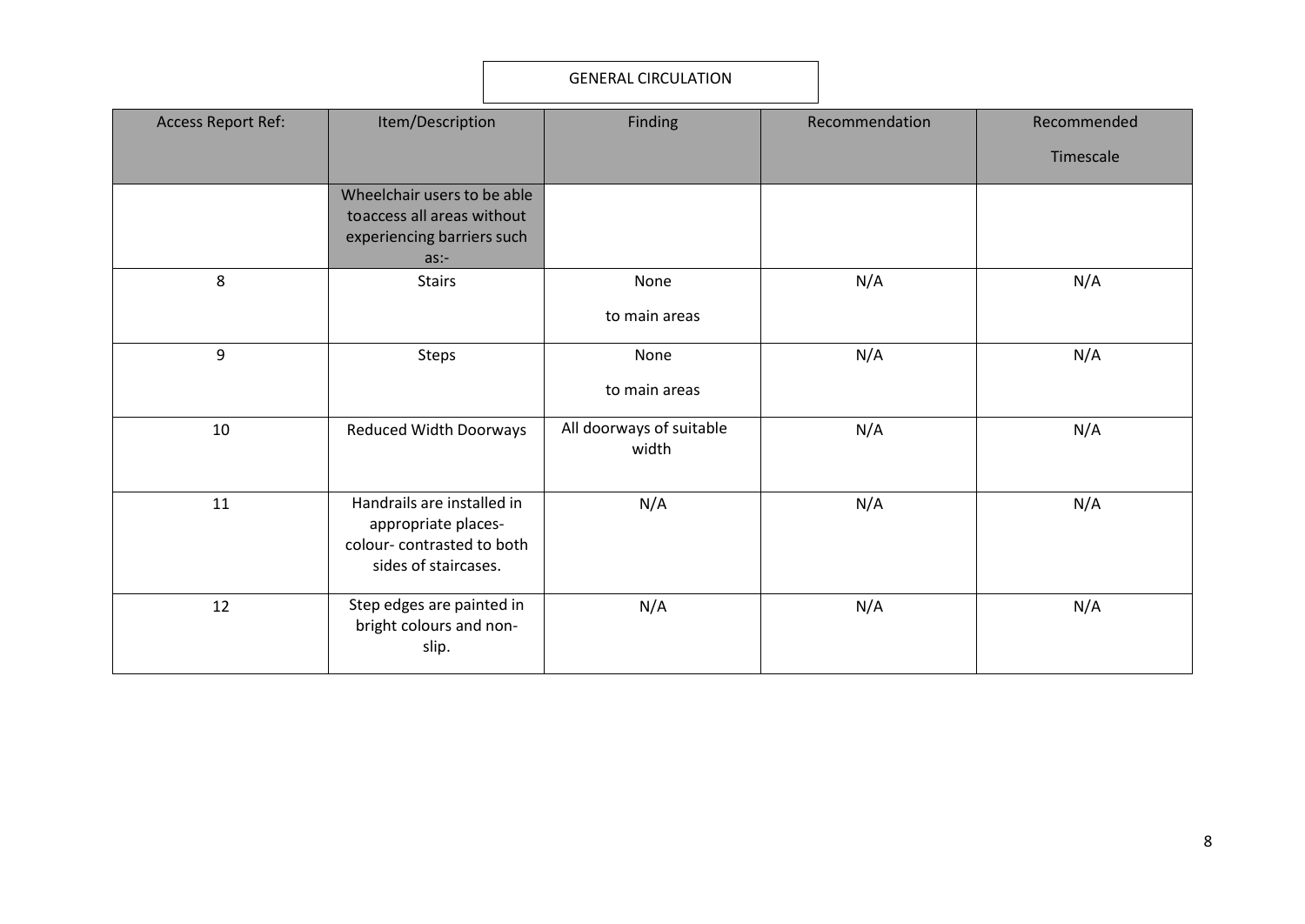## GENERAL CIRCULATION

| Access Report Ref: | Item/Description | Finding | Recommendation | Recommended Timescale |
|---|---|---|---|---|
| | Wheelchair users to be able toaccess all areas without experiencing barriers such as:- | | | |
| 8 | Stairs | None to main areas | N/A | N/A |
| 9 | Steps | None to main areas | N/A | N/A |
| 10 | Reduced Width Doorways | All doorways of suitable width | N/A | N/A |
| 11 | Handrails are installed in appropriate places- colour- contrasted to both sides of staircases. | N/A | N/A | N/A |
| 12 | Step edges are painted in bright colours and non-slip. | N/A | N/A | N/A |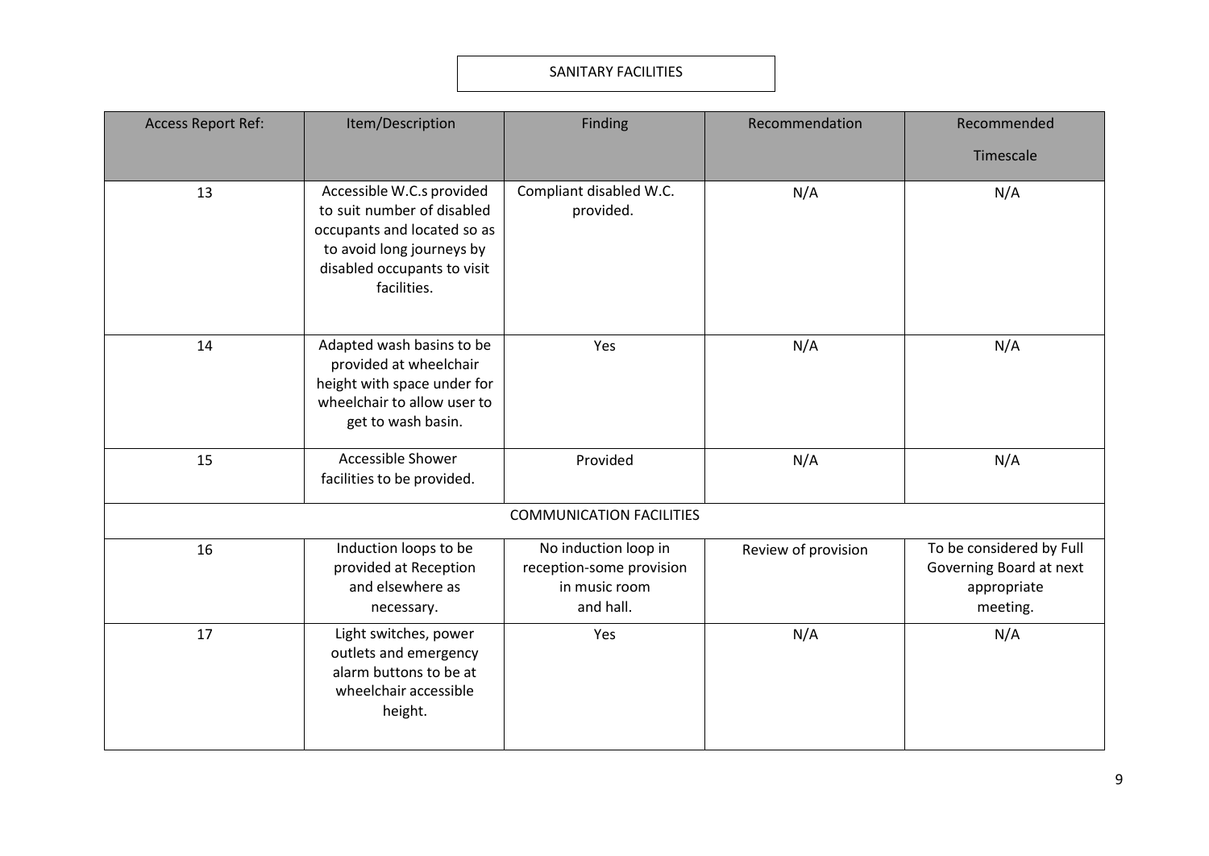## SANITARY FACILITIES

| Access Report Ref: | Item/Description | Finding | Recommendation | Recommended Timescale |
|---|---|---|---|---|
| 13 | Accessible W.C.s provided to suit number of disabled occupants and located so as to avoid long journeys by disabled occupants to visit facilities. | Compliant disabled W.C. provided. | N/A | N/A |
| 14 | Adapted wash basins to be provided at wheelchair height with space under for wheelchair to allow user to get to wash basin. | Yes | N/A | N/A |
| 15 | Accessible Shower facilities to be provided. | Provided | N/A | N/A |
| | | COMMUNICATION FACILITIES | | |
| 16 | Induction loops to be provided at Reception and elsewhere as necessary. | No induction loop in reception-some provision in music room and hall. | Review of provision | To be considered by Full Governing Board at next appropriate meeting. |
| 17 | Light switches, power outlets and emergency alarm buttons to be at wheelchair accessible height. | Yes | N/A | N/A |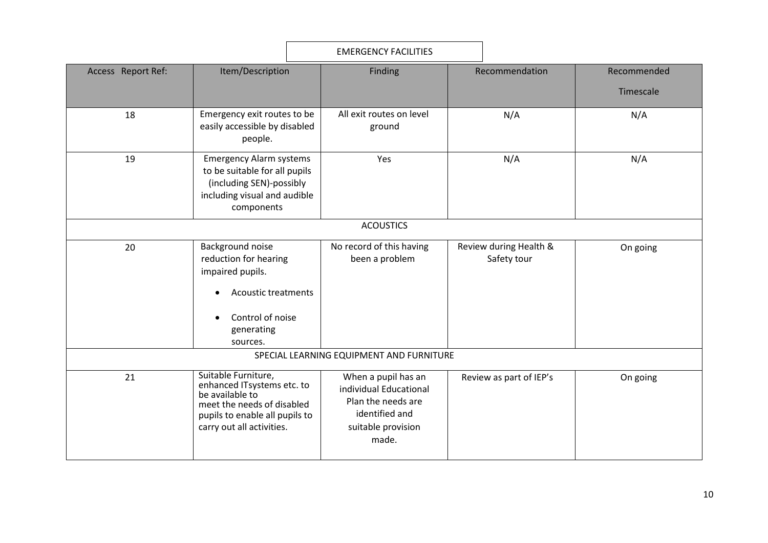EMERGENCY FACILITIES

| Access Report Ref: | Item/Description | Finding | Recommendation | Recommended Timescale |
|---|---|---|---|---|
| 18 | Emergency exit routes to be easily accessible by disabled people. | All exit routes on level ground | N/A | N/A |
| 19 | Emergency Alarm systems to be suitable for all pupils (including SEN)-possibly including visual and audible components | Yes | N/A | N/A |
| | | ACOUSTICS | | |
| 20 | Background noise reduction for hearing impaired pupils. • Acoustic treatments • Control of noise generating sources. | No record of this having been a problem | Review during Health & Safety tour | On going |
| | | SPECIAL LEARNING EQUIPMENT AND FURNITURE | | |
| 21 | Suitable Furniture, enhanced ITsystems etc. to be available to meet the needs of disabled pupils to enable all pupils to carry out all activities. | When a pupil has an individual Educational Plan the needs are identified and suitable provision made. | Review as part of IEP's | On going |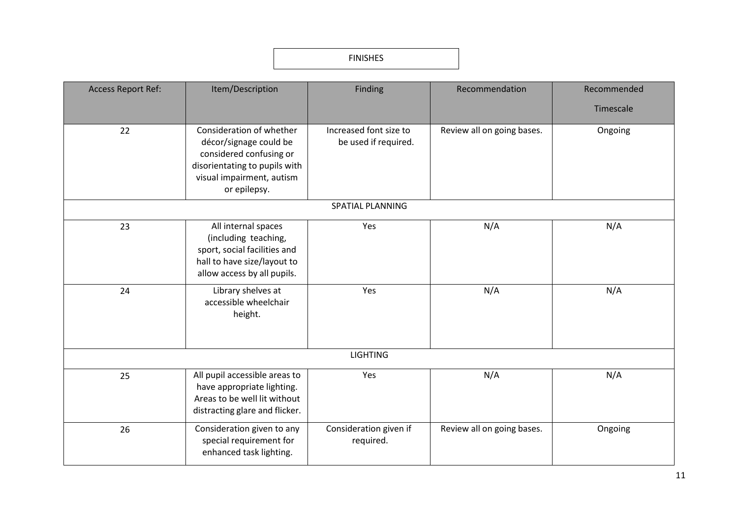## FINISHES

| Access Report Ref: | Item/Description | Finding | Recommendation | Recommended Timescale |
|---|---|---|---|---|
| 22 | Consideration of whether décor/signage could be considered confusing or disorientating to pupils with visual impairment, autism or epilepsy. | Increased font size to be used if required. | Review all on going bases. | Ongoing |
| | | SPATIAL PLANNING | | |
| 23 | All internal spaces (including teaching, sport, social facilities and hall to have size/layout to allow access by all pupils. | Yes | N/A | N/A |
| 24 | Library shelves at accessible wheelchair height. | Yes | N/A | N/A |
| | | LIGHTING | | |
| 25 | All pupil accessible areas to have appropriate lighting. Areas to be well lit without distracting glare and flicker. | Yes | N/A | N/A |
| 26 | Consideration given to any special requirement for enhanced task lighting. | Consideration given if required. | Review all on going bases. | Ongoing |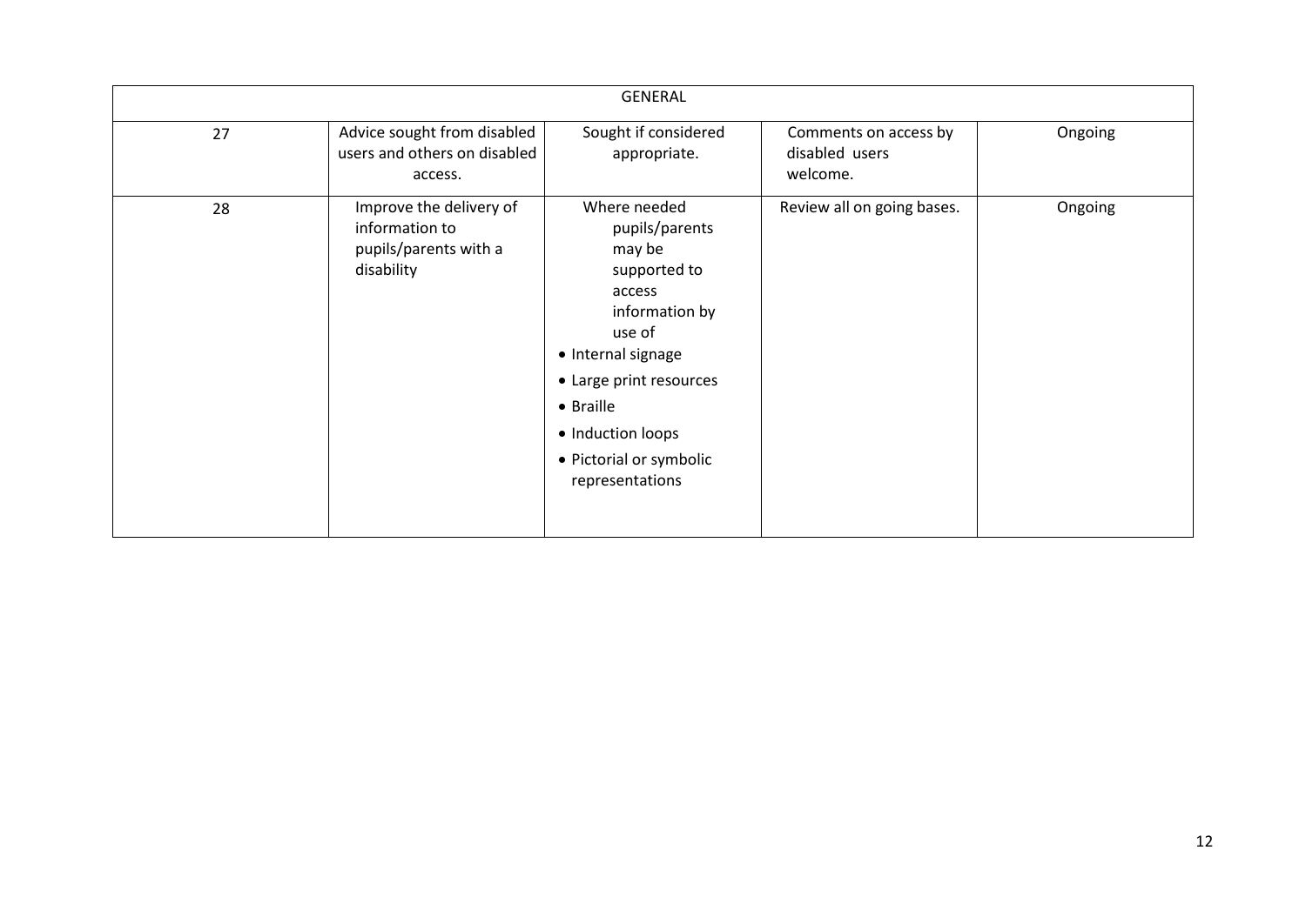| GENERAL | | | | |
|---|---|---|---|---|
| 27 | Advice sought from disabled users and others on disabled access. | Sought if considered appropriate. | Comments on access by disabled users welcome. | Ongoing |
| 28 | Improve the delivery of information to pupils/parents with a disability | Where needed pupils/parents may be supported to access information by use of<br>• Internal signage<br>• Large print resources<br>• Braille<br>• Induction loops<br>• Pictorial or symbolic representations | Review all on going bases. | Ongoing |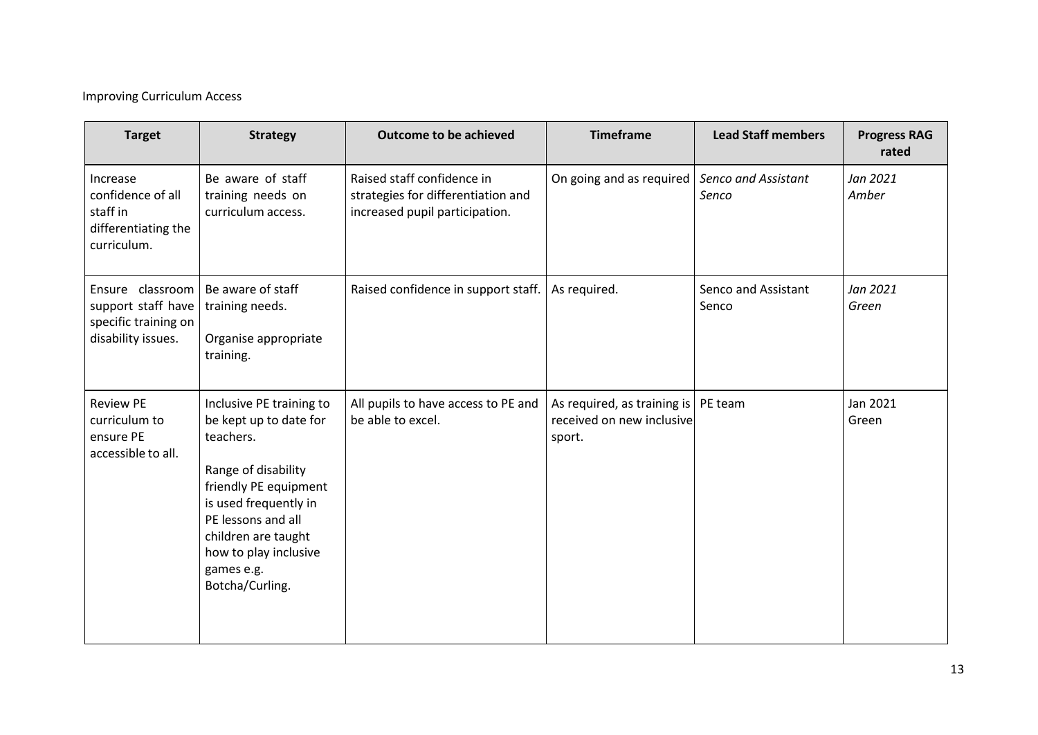Improving Curriculum Access

| Target | Strategy | Outcome to be achieved | Timeframe | Lead Staff members | Progress RAG rated |
|---|---|---|---|---|---|
| Increase confidence of all staff in differentiating the curriculum. | Be aware of staff training needs on curriculum access. | Raised staff confidence in strategies for differentiation and increased pupil participation. | On going and as required | *Senco and Assistant Senco* | *Jan 2021 Amber* |
| Ensure classroom support staff have specific training on disability issues. | Be aware of staff training needs.<br><br>Organise appropriate training. | Raised confidence in support staff. | As required. | Senco and Assistant Senco | *Jan 2021 Green* |
| Review PE curriculum to ensure PE accessible to all. | Inclusive PE training to be kept up to date for teachers.<br><br>Range of disability friendly PE equipment is used frequently in PE lessons and all children are taught how to play inclusive games e.g. Botcha/Curling. | All pupils to have access to PE and be able to excel. | As required, as training is received on new inclusive sport. | PE team | Jan 2021 Green |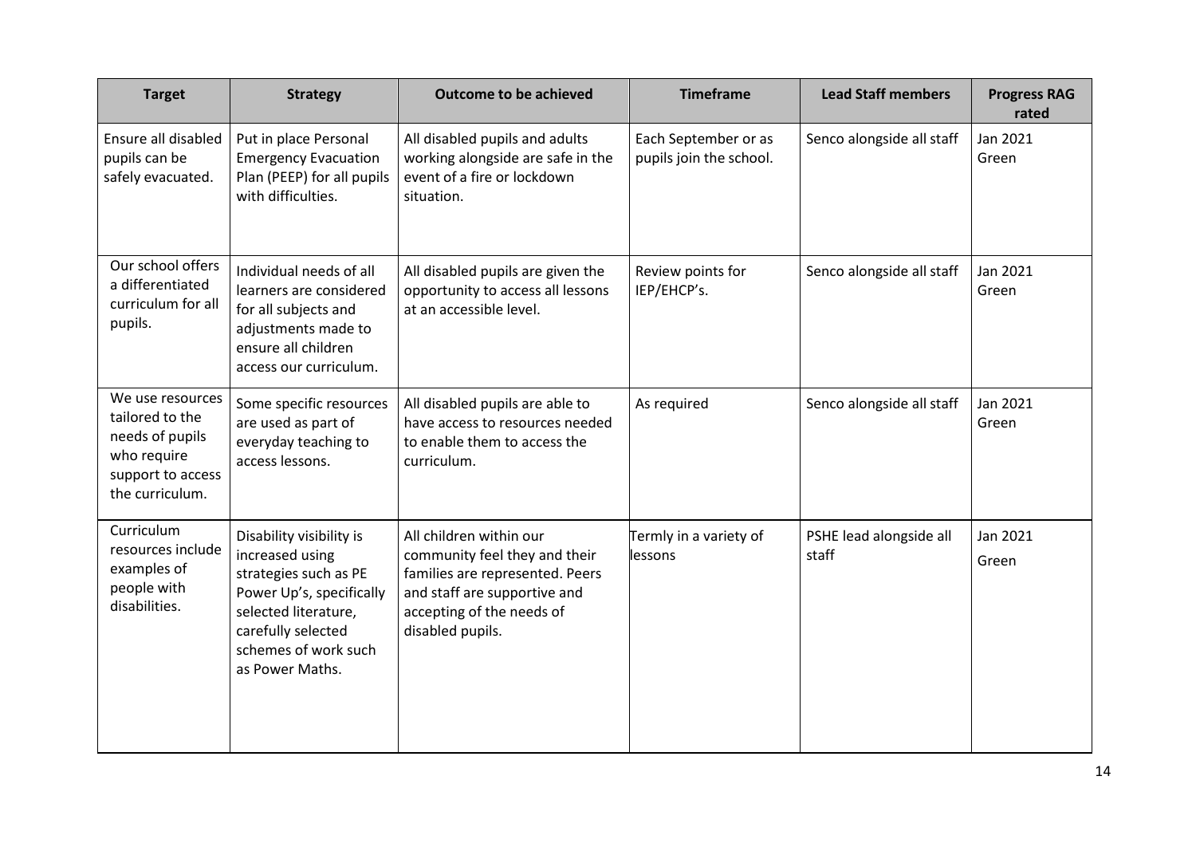| Target | Strategy | Outcome to be achieved | Timeframe | Lead Staff members | Progress RAG rated |
|---|---|---|---|---|---|
| Ensure all disabled pupils can be safely evacuated. | Put in place Personal Emergency Evacuation Plan (PEEP) for all pupils with difficulties. | All disabled pupils and adults working alongside are safe in the event of a fire or lockdown situation. | Each September or as pupils join the school. | Senco alongside all staff | Jan 2021 Green |
| Our school offers a differentiated curriculum for all pupils. | Individual needs of all learners are considered for all subjects and adjustments made to ensure all children access our curriculum. | All disabled pupils are given the opportunity to access all lessons at an accessible level. | Review points for IEP/EHCP's. | Senco alongside all staff | Jan 2021 Green |
| We use resources tailored to the needs of pupils who require support to access the curriculum. | Some specific resources are used as part of everyday teaching to access lessons. | All disabled pupils are able to have access to resources needed to enable them to access the curriculum. | As required | Senco alongside all staff | Jan 2021 Green |
| Curriculum resources include examples of people with disabilities. | Disability visibility is increased using strategies such as PE Power Up's, specifically selected literature, carefully selected schemes of work such as Power Maths. | All children within our community feel they and their families are represented. Peers and staff are supportive and accepting of the needs of disabled pupils. | Termly in a variety of lessons | PSHE lead alongside all staff | Jan 2021 Green |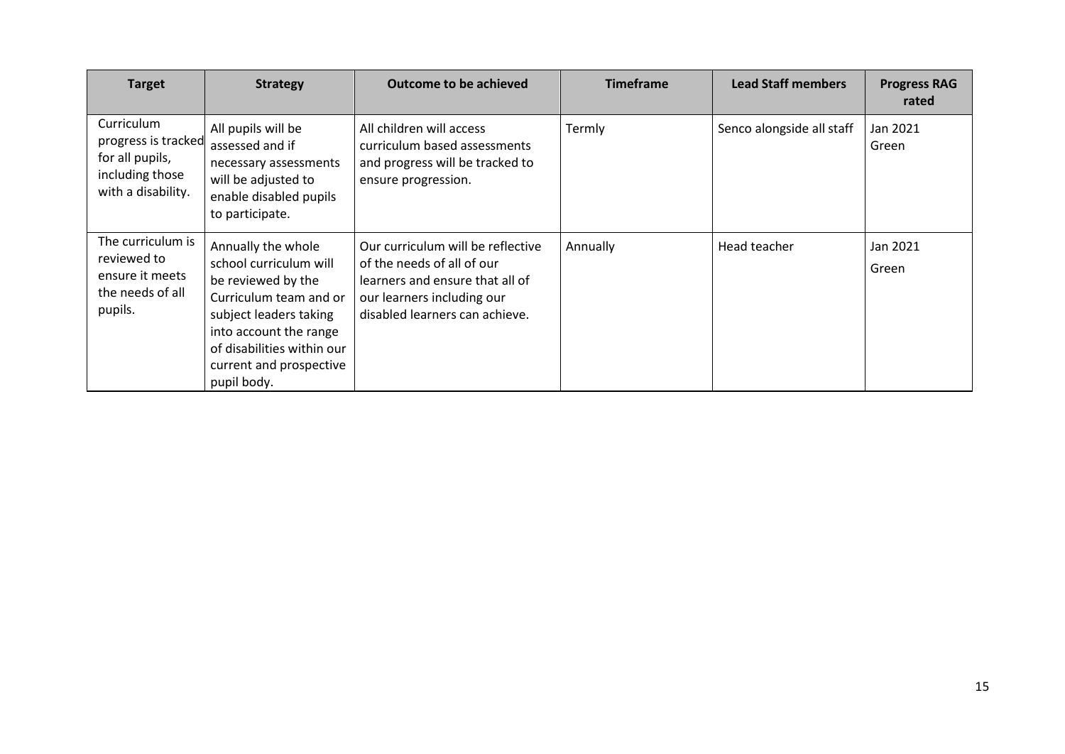| Target | Strategy | Outcome to be achieved | Timeframe | Lead Staff members | Progress RAG rated |
|---|---|---|---|---|---|
| Curriculum progress is tracked for all pupils, including those with a disability. | All pupils will be assessed and if necessary assessments will be adjusted to enable disabled pupils to participate. | All children will access curriculum based assessments and progress will be tracked to ensure progression. | Termly | Senco alongside all staff | Jan 2021 Green |
| The curriculum is reviewed to ensure it meets the needs of all pupils. | Annually the whole school curriculum will be reviewed by the Curriculum team and or subject leaders taking into account the range of disabilities within our current and prospective pupil body. | Our curriculum will be reflective of the needs of all of our learners and ensure that all of our learners including our disabled learners can achieve. | Annually | Head teacher | Jan 2021 Green |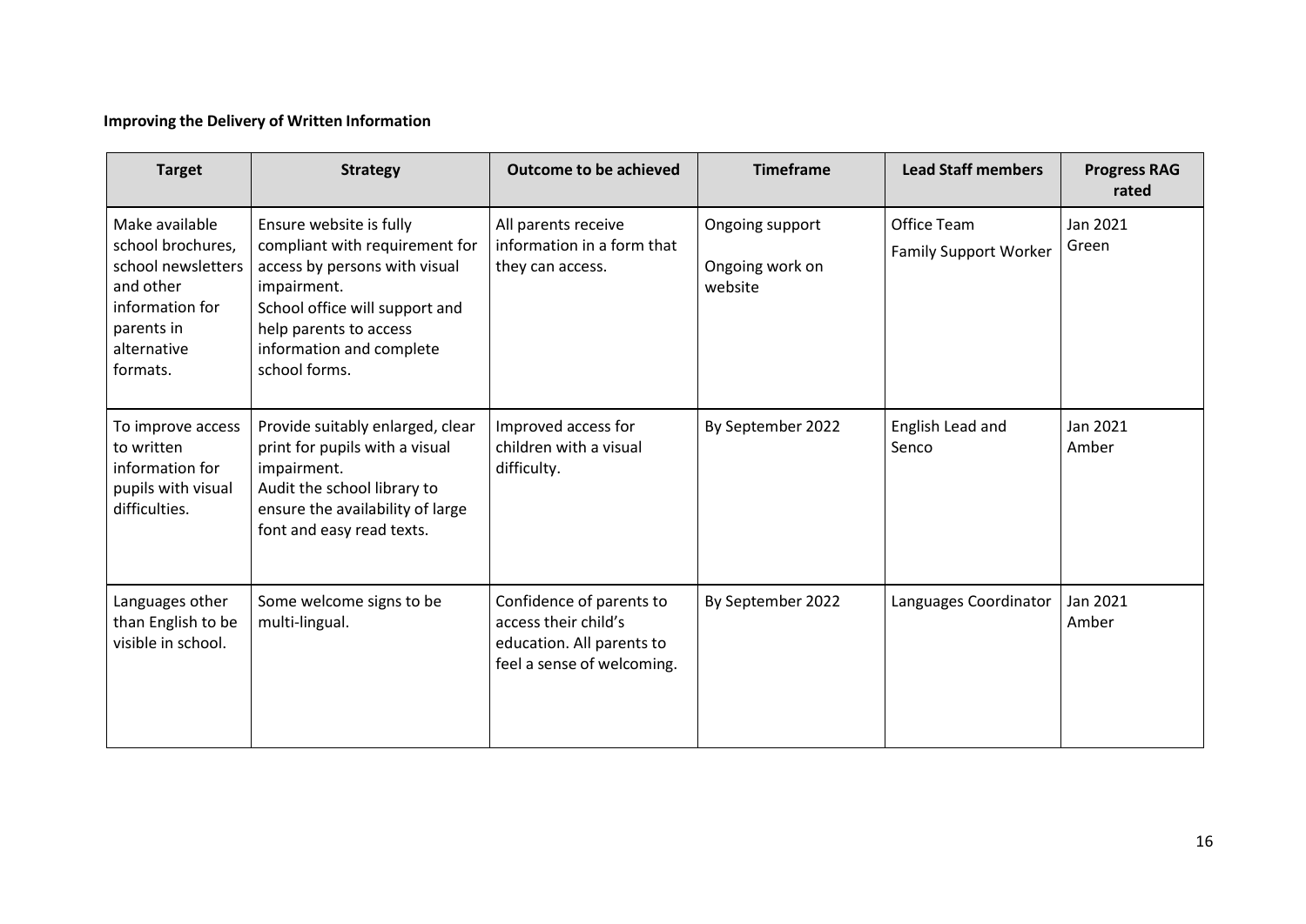**Improving the Delivery of Written Information**

| Target | Strategy | Outcome to be achieved | Timeframe | Lead Staff members | Progress RAG rated |
|---|---|---|---|---|---|
| Make available school brochures, school newsletters and other information for parents in alternative formats. | Ensure website is fully compliant with requirement for access by persons with visual impairment.<br>School office will support and help parents to access information and complete school forms. | All parents receive information in a form that they can access. | Ongoing support<br><br>Ongoing work on website | Office Team<br>Family Support Worker | Jan 2021<br>Green |
| To improve access to written information for pupils with visual difficulties. | Provide suitably enlarged, clear print for pupils with a visual impairment.<br>Audit the school library to ensure the availability of large font and easy read texts. | Improved access for children with a visual difficulty. | By September 2022 | English Lead and Senco | Jan 2021<br>Amber |
| Languages other than English to be visible in school. | Some welcome signs to be multi-lingual. | Confidence of parents to access their child's education. All parents to feel a sense of welcoming. | By September 2022 | Languages Coordinator | Jan 2021<br>Amber |